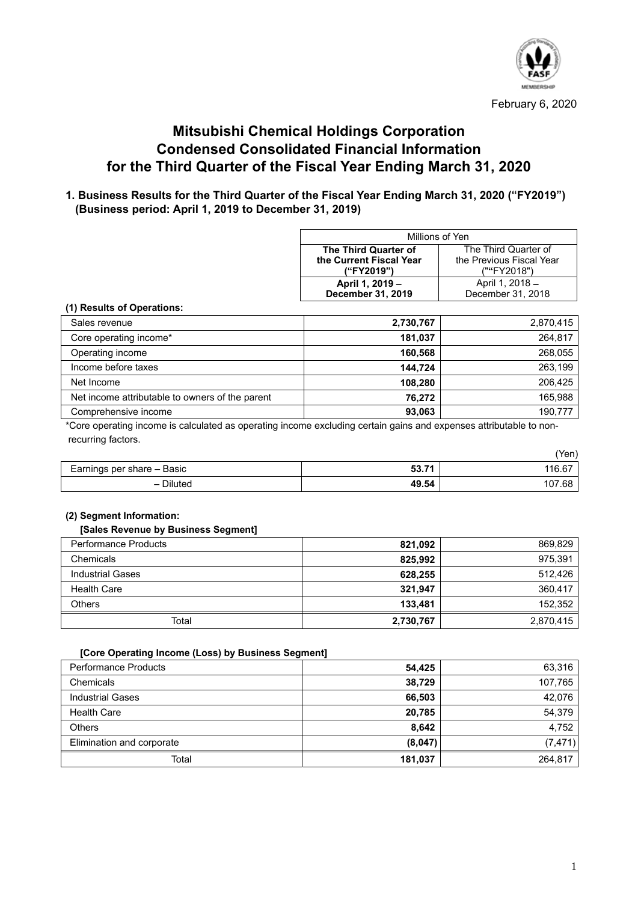February 6, 2020

# Mitsubishi Chemical Holdings Corporation Condensed Consolidated Financial Information for the Third Quarter of the Fiscal Year Ending March 31, 2020

## 1. Business Results for the Third Quarter of the Fiscal Year Ending March 31, 2020 ("FY2019") (Business period: April 1, 2019 to December 31, 2019)

**(1) Results of Operations:**

| | Millions of Yen | |
|---|---|---|
| | **The Third Quarter of the Current Fiscal Year ("FY2019")** | The Third Quarter of the Previous Fiscal Year (""FY2018") |
| | **April 1, 2019 – December 31, 2019** | April 1, 2018 – December 31, 2018 |
| Sales revenue | **2,730,767** | 2,870,415 |
| Core operating income* | **181,037** | 264,817 |
| Operating income | **160,568** | 268,055 |
| Income before taxes | **144,724** | 263,199 |
| Net Income | **108,280** | 206,425 |
| Net income attributable to owners of the parent | **76,272** | 165,988 |
| Comprehensive income | **93,063** | 190,777 |

*Core operating income is calculated as operating income excluding certain gains and expenses attributable to non-recurring factors.

(Yen)

| | | |
|---|---|---|
| Earnings per share – Basic | **53.71** | 116.67 |
| – Diluted | **49.54** | 107.68 |

**(2) Segment Information:**

**[Sales Revenue by Business Segment]**

| | | |
|---|---|---|
| Performance Products | **821,092** | 869,829 |
| Chemicals | **825,992** | 975,391 |
| Industrial Gases | **628,255** | 512,426 |
| Health Care | **321,947** | 360,417 |
| Others | **133,481** | 152,352 |
| Total | **2,730,767** | 2,870,415 |

**[Core Operating Income (Loss) by Business Segment]**

| | | |
|---|---|---|
| Performance Products | **54,425** | 63,316 |
| Chemicals | **38,729** | 107,765 |
| Industrial Gases | **66,503** | 42,076 |
| Health Care | **20,785** | 54,379 |
| Others | **8,642** | 4,752 |
| Elimination and corporate | **(8,047)** | (7,471) |
| Total | **181,037** | 264,817 |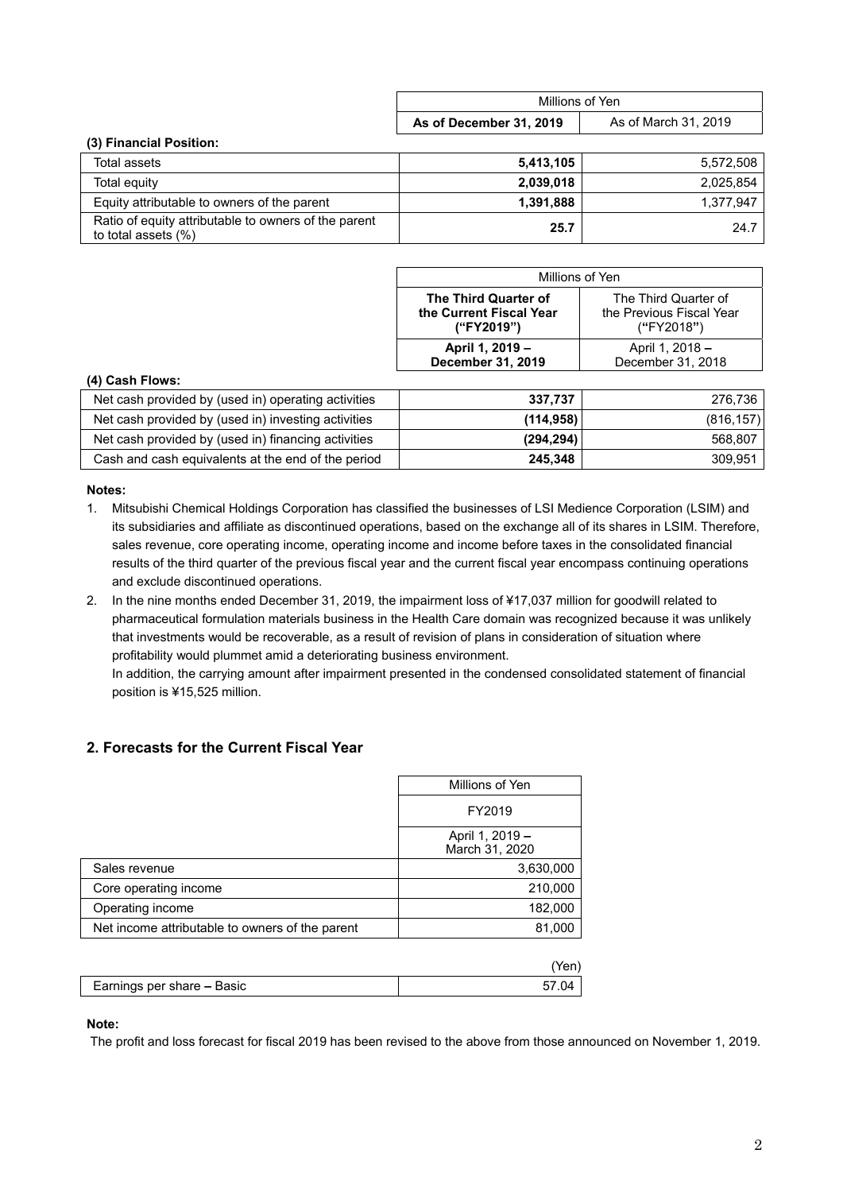### (3) Financial Position:

| | Millions of Yen | |
|---|---|---|
| | **As of December 31, 2019** | As of March 31, 2019 |
| Total assets | **5,413,105** | 5,572,508 |
| Total equity | **2,039,018** | 2,025,854 |
| Equity attributable to owners of the parent | **1,391,888** | 1,377,947 |
| Ratio of equity attributable to owners of the parent to total assets (%) | **25.7** | 24.7 |

### (4) Cash Flows:

| | Millions of Yen | |
|---|---|---|
| | **The Third Quarter of the Current Fiscal Year ("FY2019")** | The Third Quarter of the Previous Fiscal Year ("FY2018") |
| | **April 1, 2019 – December 31, 2019** | April 1, 2018 – December 31, 2018 |
| Net cash provided by (used in) operating activities | **337,737** | 276,736 |
| Net cash provided by (used in) investing activities | **(114,958)** | (816,157) |
| Net cash provided by (used in) financing activities | **(294,294)** | 568,807 |
| Cash and cash equivalents at the end of the period | **245,348** | 309,951 |

**Notes:**

1. Mitsubishi Chemical Holdings Corporation has classified the businesses of LSI Medience Corporation (LSIM) and its subsidiaries and affiliate as discontinued operations, based on the exchange all of its shares in LSIM. Therefore, sales revenue, core operating income, operating income and income before taxes in the consolidated financial results of the third quarter of the previous fiscal year and the current fiscal year encompass continuing operations and exclude discontinued operations.
2. In the nine months ended December 31, 2019, the impairment loss of ¥17,037 million for goodwill related to pharmaceutical formulation materials business in the Health Care domain was recognized because it was unlikely that investments would be recoverable, as a result of revision of plans in consideration of situation where profitability would plummet amid a deteriorating business environment.
   In addition, the carrying amount after impairment presented in the condensed consolidated statement of financial position is ¥15,525 million.

## 2. Forecasts for the Current Fiscal Year

| | Millions of Yen |
|---|---|
| | FY2019 |
| | April 1, 2019 – March 31, 2020 |
| Sales revenue | 3,630,000 |
| Core operating income | 210,000 |
| Operating income | 182,000 |
| Net income attributable to owners of the parent | 81,000 |

| | (Yen) |
|---|---|
| Earnings per share – Basic | 57.04 |

**Note:**

The profit and loss forecast for fiscal 2019 has been revised to the above from those announced on November 1, 2019.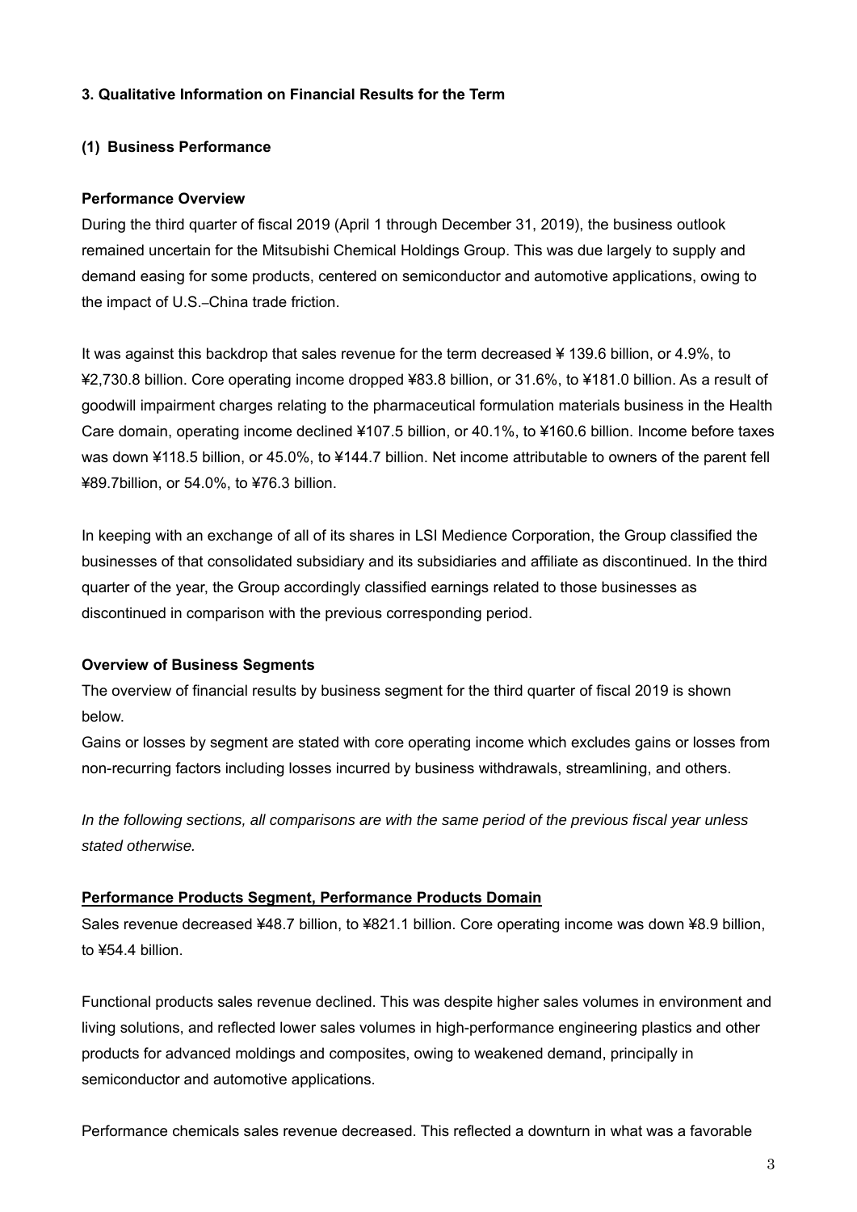### 3. Qualitative Information on Financial Results for the Term

#### (1) Business Performance

**Performance Overview**

During the third quarter of fiscal 2019 (April 1 through December 31, 2019), the business outlook remained uncertain for the Mitsubishi Chemical Holdings Group. This was due largely to supply and demand easing for some products, centered on semiconductor and automotive applications, owing to the impact of U.S.–China trade friction.

It was against this backdrop that sales revenue for the term decreased ¥ 139.6 billion, or 4.9%, to ¥2,730.8 billion. Core operating income dropped ¥83.8 billion, or 31.6%, to ¥181.0 billion. As a result of goodwill impairment charges relating to the pharmaceutical formulation materials business in the Health Care domain, operating income declined ¥107.5 billion, or 40.1%, to ¥160.6 billion. Income before taxes was down ¥118.5 billion, or 45.0%, to ¥144.7 billion. Net income attributable to owners of the parent fell ¥89.7billion, or 54.0%, to ¥76.3 billion.

In keeping with an exchange of all of its shares in LSI Medience Corporation, the Group classified the businesses of that consolidated subsidiary and its subsidiaries and affiliate as discontinued. In the third quarter of the year, the Group accordingly classified earnings related to those businesses as discontinued in comparison with the previous corresponding period.

**Overview of Business Segments**

The overview of financial results by business segment for the third quarter of fiscal 2019 is shown below.
Gains or losses by segment are stated with core operating income which excludes gains or losses from non-recurring factors including losses incurred by business withdrawals, streamlining, and others.

*In the following sections, all comparisons are with the same period of the previous fiscal year unless stated otherwise.*

**Performance Products Segment, Performance Products Domain**

Sales revenue decreased ¥48.7 billion, to ¥821.1 billion. Core operating income was down ¥8.9 billion, to ¥54.4 billion.

Functional products sales revenue declined. This was despite higher sales volumes in environment and living solutions, and reflected lower sales volumes in high-performance engineering plastics and other products for advanced moldings and composites, owing to weakened demand, principally in semiconductor and automotive applications.

Performance chemicals sales revenue decreased. This reflected a downturn in what was a favorable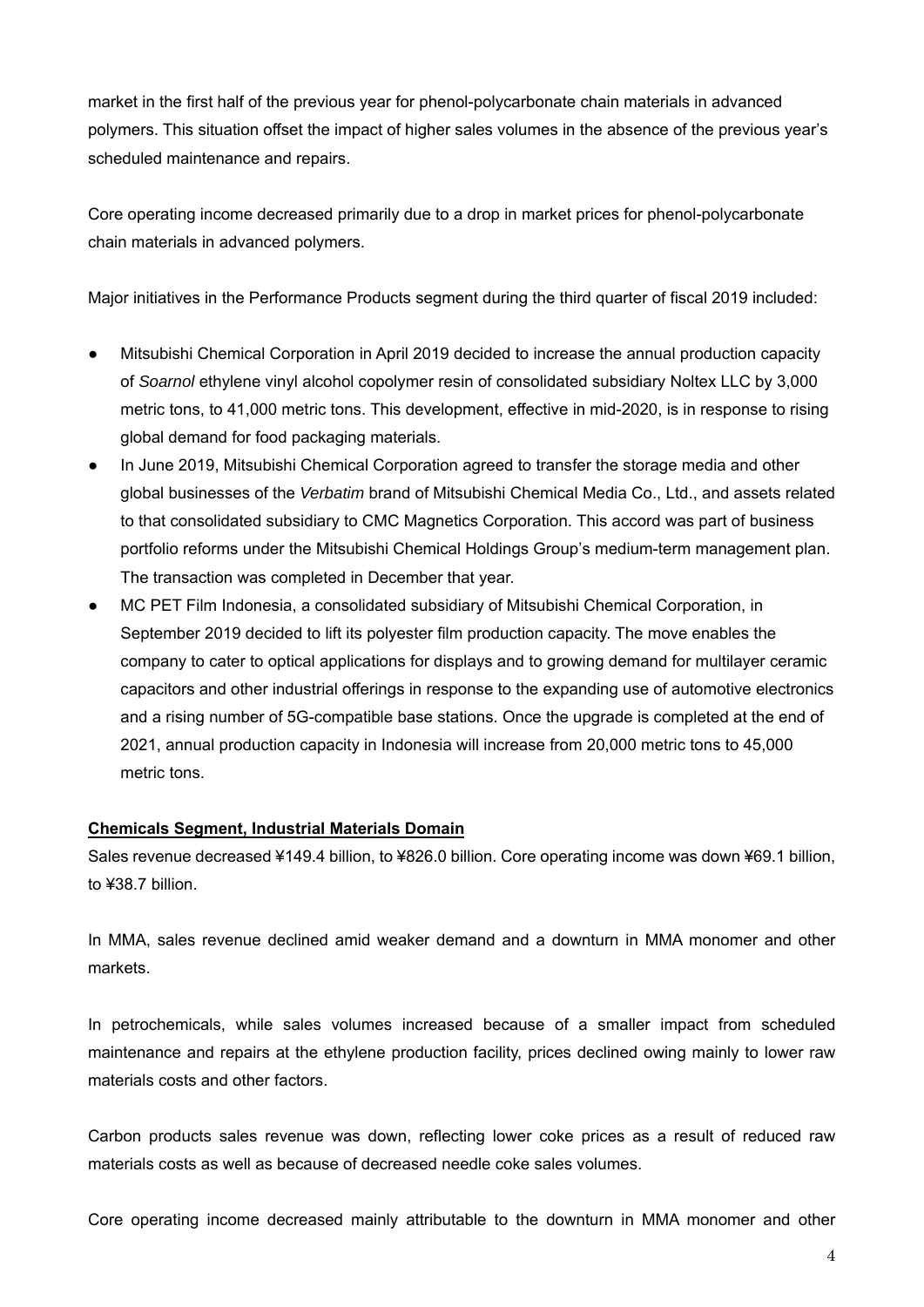market in the first half of the previous year for phenol-polycarbonate chain materials in advanced polymers. This situation offset the impact of higher sales volumes in the absence of the previous year's scheduled maintenance and repairs.

Core operating income decreased primarily due to a drop in market prices for phenol-polycarbonate chain materials in advanced polymers.

Major initiatives in the Performance Products segment during the third quarter of fiscal 2019 included:

- Mitsubishi Chemical Corporation in April 2019 decided to increase the annual production capacity of *Soarnol* ethylene vinyl alcohol copolymer resin of consolidated subsidiary Noltex LLC by 3,000 metric tons, to 41,000 metric tons. This development, effective in mid-2020, is in response to rising global demand for food packaging materials.
- In June 2019, Mitsubishi Chemical Corporation agreed to transfer the storage media and other global businesses of the *Verbatim* brand of Mitsubishi Chemical Media Co., Ltd., and assets related to that consolidated subsidiary to CMC Magnetics Corporation. This accord was part of business portfolio reforms under the Mitsubishi Chemical Holdings Group's medium-term management plan. The transaction was completed in December that year.
- MC PET Film Indonesia, a consolidated subsidiary of Mitsubishi Chemical Corporation, in September 2019 decided to lift its polyester film production capacity. The move enables the company to cater to optical applications for displays and to growing demand for multilayer ceramic capacitors and other industrial offerings in response to the expanding use of automotive electronics and a rising number of 5G-compatible base stations. Once the upgrade is completed at the end of 2021, annual production capacity in Indonesia will increase from 20,000 metric tons to 45,000 metric tons.

**Chemicals Segment, Industrial Materials Domain**

Sales revenue decreased ¥149.4 billion, to ¥826.0 billion. Core operating income was down ¥69.1 billion, to ¥38.7 billion.

In MMA, sales revenue declined amid weaker demand and a downturn in MMA monomer and other markets.

In petrochemicals, while sales volumes increased because of a smaller impact from scheduled maintenance and repairs at the ethylene production facility, prices declined owing mainly to lower raw materials costs and other factors.

Carbon products sales revenue was down, reflecting lower coke prices as a result of reduced raw materials costs as well as because of decreased needle coke sales volumes.

Core operating income decreased mainly attributable to the downturn in MMA monomer and other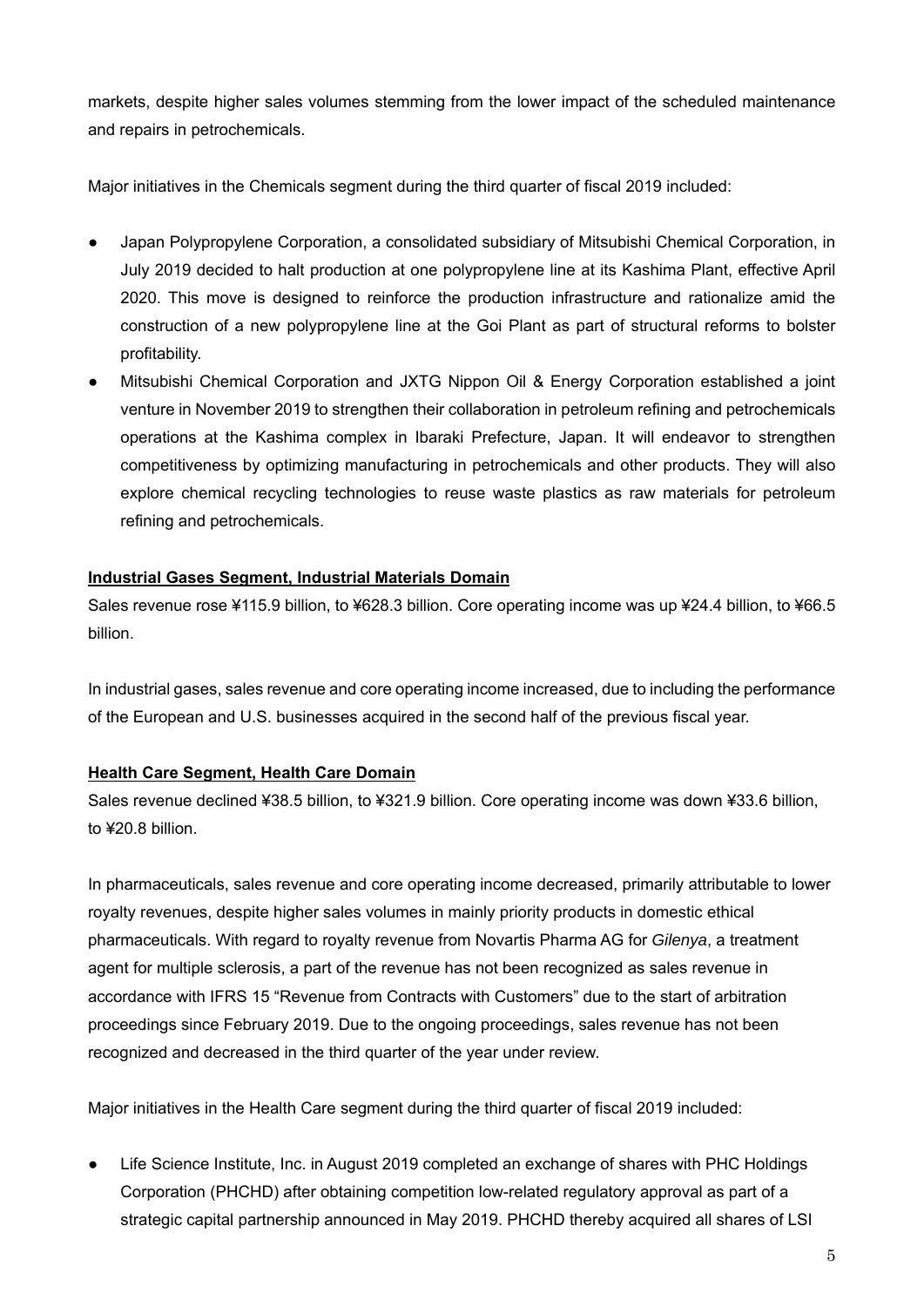markets, despite higher sales volumes stemming from the lower impact of the scheduled maintenance and repairs in petrochemicals.

Major initiatives in the Chemicals segment during the third quarter of fiscal 2019 included:

- Japan Polypropylene Corporation, a consolidated subsidiary of Mitsubishi Chemical Corporation, in July 2019 decided to halt production at one polypropylene line at its Kashima Plant, effective April 2020. This move is designed to reinforce the production infrastructure and rationalize amid the construction of a new polypropylene line at the Goi Plant as part of structural reforms to bolster profitability.
- Mitsubishi Chemical Corporation and JXTG Nippon Oil & Energy Corporation established a joint venture in November 2019 to strengthen their collaboration in petroleum refining and petrochemicals operations at the Kashima complex in Ibaraki Prefecture, Japan. It will endeavor to strengthen competitiveness by optimizing manufacturing in petrochemicals and other products. They will also explore chemical recycling technologies to reuse waste plastics as raw materials for petroleum refining and petrochemicals.

**Industrial Gases Segment, Industrial Materials Domain**

Sales revenue rose ¥115.9 billion, to ¥628.3 billion. Core operating income was up ¥24.4 billion, to ¥66.5 billion.

In industrial gases, sales revenue and core operating income increased, due to including the performance of the European and U.S. businesses acquired in the second half of the previous fiscal year.

**Health Care Segment, Health Care Domain**

Sales revenue declined ¥38.5 billion, to ¥321.9 billion. Core operating income was down ¥33.6 billion, to ¥20.8 billion.

In pharmaceuticals, sales revenue and core operating income decreased, primarily attributable to lower royalty revenues, despite higher sales volumes in mainly priority products in domestic ethical pharmaceuticals. With regard to royalty revenue from Novartis Pharma AG for *Gilenya*, a treatment agent for multiple sclerosis, a part of the revenue has not been recognized as sales revenue in accordance with IFRS 15 “Revenue from Contracts with Customers” due to the start of arbitration proceedings since February 2019. Due to the ongoing proceedings, sales revenue has not been recognized and decreased in the third quarter of the year under review.

Major initiatives in the Health Care segment during the third quarter of fiscal 2019 included:

- Life Science Institute, Inc. in August 2019 completed an exchange of shares with PHC Holdings Corporation (PHCHD) after obtaining competition low-related regulatory approval as part of a strategic capital partnership announced in May 2019. PHCHD thereby acquired all shares of LSI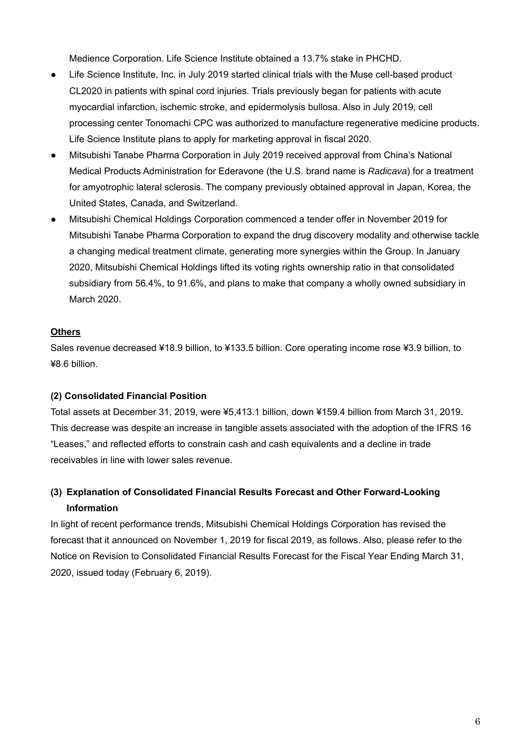Medience Corporation. Life Science Institute obtained a 13.7% stake in PHCHD.

- Life Science Institute, Inc. in July 2019 started clinical trials with the Muse cell-based product CL2020 in patients with spinal cord injuries. Trials previously began for patients with acute myocardial infarction, ischemic stroke, and epidermolysis bullosa. Also in July 2019, cell processing center Tonomachi CPC was authorized to manufacture regenerative medicine products. Life Science Institute plans to apply for marketing approval in fiscal 2020.
- Mitsubishi Tanabe Pharma Corporation in July 2019 received approval from China's National Medical Products Administration for Ederavone (the U.S. brand name is *Radicava*) for a treatment for amyotrophic lateral sclerosis. The company previously obtained approval in Japan, Korea, the United States, Canada, and Switzerland.
- Mitsubishi Chemical Holdings Corporation commenced a tender offer in November 2019 for Mitsubishi Tanabe Pharma Corporation to expand the drug discovery modality and otherwise tackle a changing medical treatment climate, generating more synergies within the Group. In January 2020, Mitsubishi Chemical Holdings lifted its voting rights ownership ratio in that consolidated subsidiary from 56.4%, to 91.6%, and plans to make that company a wholly owned subsidiary in March 2020.

**Others**

Sales revenue decreased ¥18.9 billion, to ¥133.5 billion. Core operating income rose ¥3.9 billion, to ¥8.6 billion.

### (2) Consolidated Financial Position

Total assets at December 31, 2019, were ¥5,413.1 billion, down ¥159.4 billion from March 31, 2019. This decrease was despite an increase in tangible assets associated with the adoption of the IFRS 16 "Leases," and reflected efforts to constrain cash and cash equivalents and a decline in trade receivables in line with lower sales revenue.

### (3) Explanation of Consolidated Financial Results Forecast and Other Forward-Looking Information

In light of recent performance trends, Mitsubishi Chemical Holdings Corporation has revised the forecast that it announced on November 1, 2019 for fiscal 2019, as follows. Also, please refer to the Notice on Revision to Consolidated Financial Results Forecast for the Fiscal Year Ending March 31, 2020, issued today (February 6, 2019).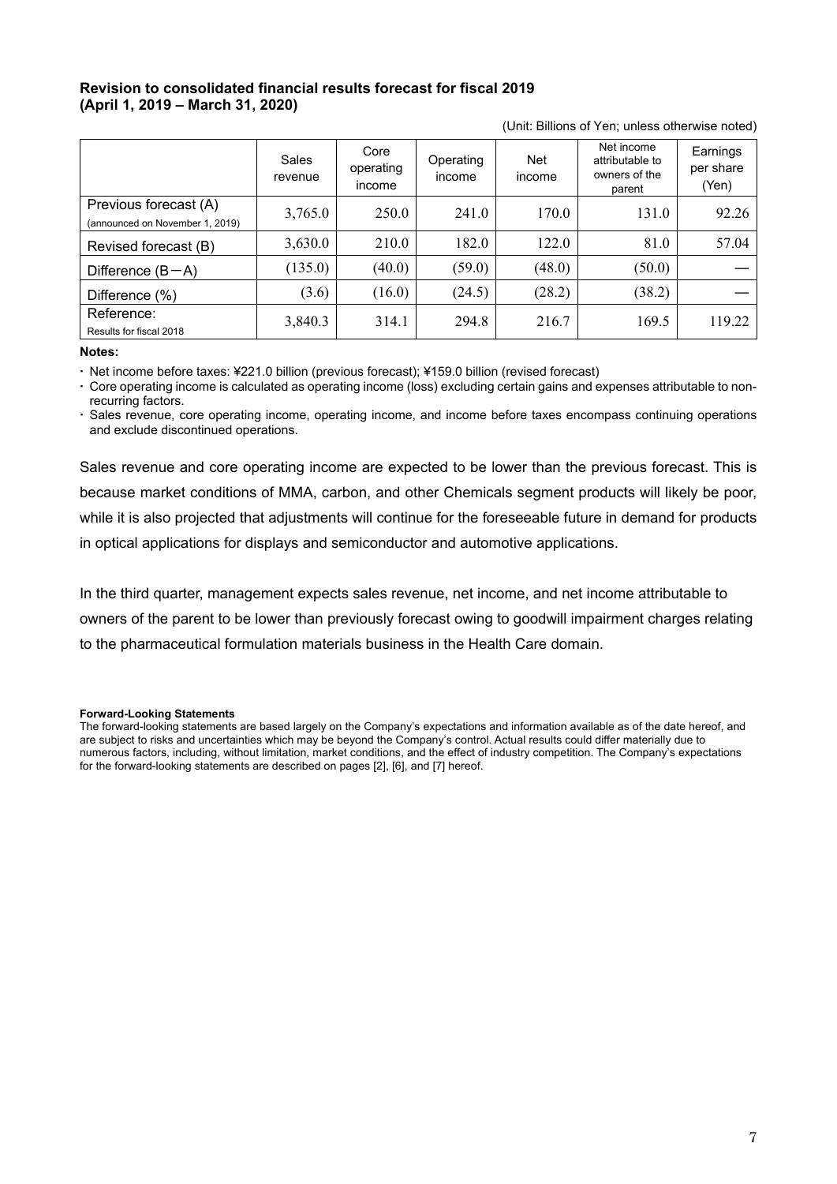**Revision to consolidated financial results forecast for fiscal 2019**
**(April 1, 2019 – March 31, 2020)**

(Unit: Billions of Yen; unless otherwise noted)

| | Sales revenue | Core operating income | Operating income | Net income | Net income attributable to owners of the parent | Earnings per share (Yen) |
|---|---|---|---|---|---|---|
| Previous forecast (A) (announced on November 1, 2019) | 3,765.0 | 250.0 | 241.0 | 170.0 | 131.0 | 92.26 |
| Revised forecast (B) | 3,630.0 | 210.0 | 182.0 | 122.0 | 81.0 | 57.04 |
| Difference (B－A) | (135.0) | (40.0) | (59.0) | (48.0) | (50.0) | — |
| Difference (%) | (3.6) | (16.0) | (24.5) | (28.2) | (38.2) | — |
| Reference: Results for fiscal 2018 | 3,840.3 | 314.1 | 294.8 | 216.7 | 169.5 | 119.22 |

**Notes:**

- Net income before taxes: ¥221.0 billion (previous forecast); ¥159.0 billion (revised forecast)
- Core operating income is calculated as operating income (loss) excluding certain gains and expenses attributable to non-recurring factors.
- Sales revenue, core operating income, operating income, and income before taxes encompass continuing operations and exclude discontinued operations.

Sales revenue and core operating income are expected to be lower than the previous forecast. This is because market conditions of MMA, carbon, and other Chemicals segment products will likely be poor, while it is also projected that adjustments will continue for the foreseeable future in demand for products in optical applications for displays and semiconductor and automotive applications.

In the third quarter, management expects sales revenue, net income, and net income attributable to owners of the parent to be lower than previously forecast owing to goodwill impairment charges relating to the pharmaceutical formulation materials business in the Health Care domain.

**Forward-Looking Statements**

The forward-looking statements are based largely on the Company's expectations and information available as of the date hereof, and are subject to risks and uncertainties which may be beyond the Company's control. Actual results could differ materially due to numerous factors, including, without limitation, market conditions, and the effect of industry competition. The Company's expectations for the forward-looking statements are described on pages [2], [6], and [7] hereof.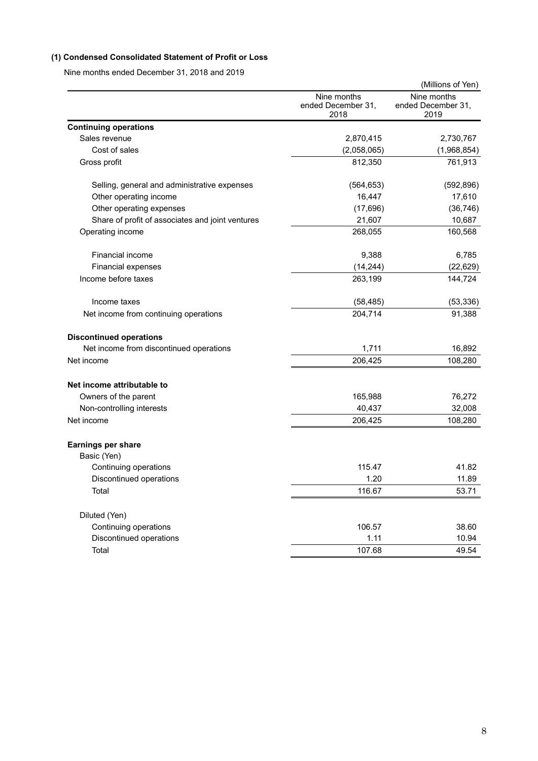### (1) Condensed Consolidated Statement of Profit or Loss

Nine months ended December 31, 2018 and 2019

(Millions of Yen)

| | Nine months ended December 31, 2018 | Nine months ended December 31, 2019 |
|---|---|---|
| **Continuing operations** | | |
| Sales revenue | 2,870,415 | 2,730,767 |
| Cost of sales | (2,058,065) | (1,968,854) |
| Gross profit | 812,350 | 761,913 |
| Selling, general and administrative expenses | (564,653) | (592,896) |
| Other operating income | 16,447 | 17,610 |
| Other operating expenses | (17,696) | (36,746) |
| Share of profit of associates and joint ventures | 21,607 | 10,687 |
| Operating income | 268,055 | 160,568 |
| Financial income | 9,388 | 6,785 |
| Financial expenses | (14,244) | (22,629) |
| Income before taxes | 263,199 | 144,724 |
| Income taxes | (58,485) | (53,336) |
| Net income from continuing operations | 204,714 | 91,388 |
| **Discontinued operations** | | |
| Net income from discontinued operations | 1,711 | 16,892 |
| Net income | 206,425 | 108,280 |
| **Net income attributable to** | | |
| Owners of the parent | 165,988 | 76,272 |
| Non-controlling interests | 40,437 | 32,008 |
| Net income | 206,425 | 108,280 |
| **Earnings per share** | | |
| Basic (Yen) | | |
| Continuing operations | 115.47 | 41.82 |
| Discontinued operations | 1.20 | 11.89 |
| Total | 116.67 | 53.71 |
| Diluted (Yen) | | |
| Continuing operations | 106.57 | 38.60 |
| Discontinued operations | 1.11 | 10.94 |
| Total | 107.68 | 49.54 |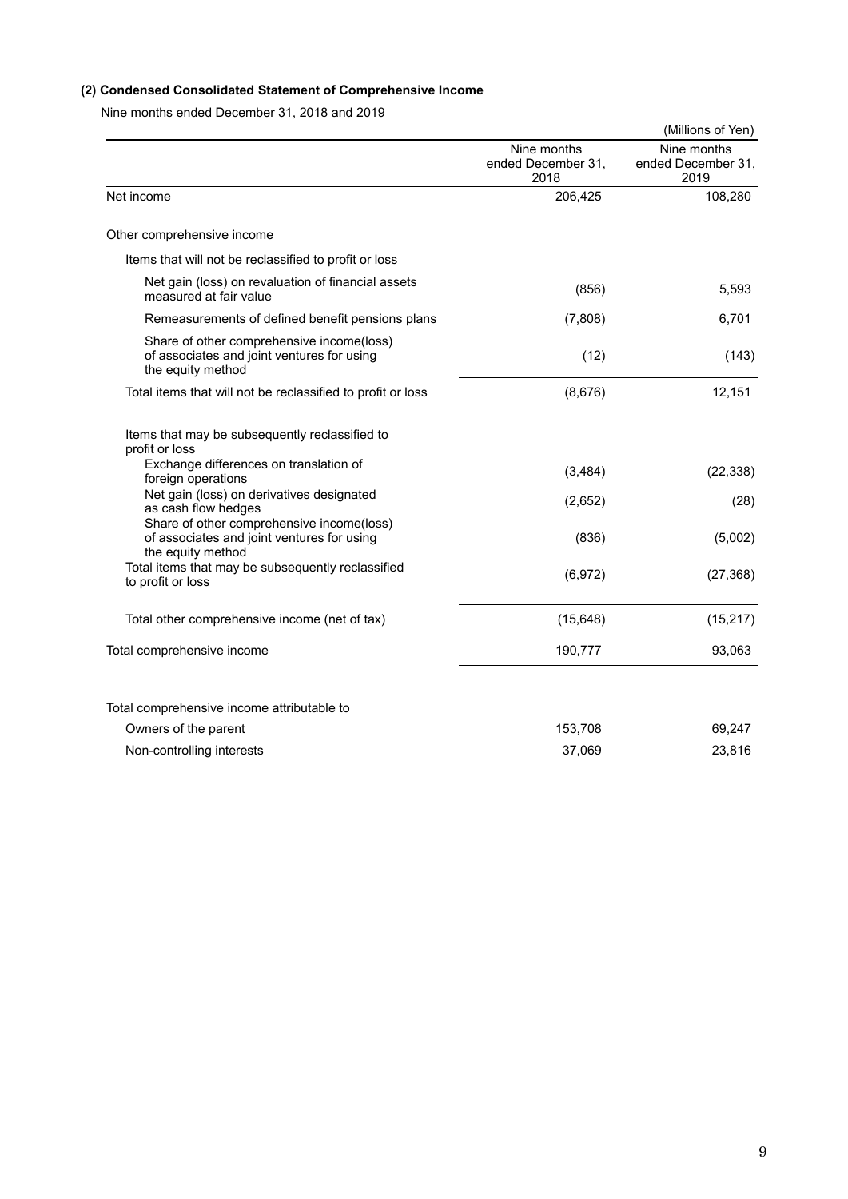### (2) Condensed Consolidated Statement of Comprehensive Income

Nine months ended December 31, 2018 and 2019

(Millions of Yen)

| | Nine months ended December 31, 2018 | Nine months ended December 31, 2019 |
|---|---|---|
| Net income | 206,425 | 108,280 |
| Other comprehensive income | | |
| Items that will not be reclassified to profit or loss | | |
| Net gain (loss) on revaluation of financial assets measured at fair value | (856) | 5,593 |
| Remeasurements of defined benefit pensions plans | (7,808) | 6,701 |
| Share of other comprehensive income(loss) of associates and joint ventures for using the equity method | (12) | (143) |
| Total items that will not be reclassified to profit or loss | (8,676) | 12,151 |
| Items that may be subsequently reclassified to profit or loss | | |
| Exchange differences on translation of foreign operations | (3,484) | (22,338) |
| Net gain (loss) on derivatives designated as cash flow hedges | (2,652) | (28) |
| Share of other comprehensive income(loss) of associates and joint ventures for using the equity method | (836) | (5,002) |
| Total items that may be subsequently reclassified to profit or loss | (6,972) | (27,368) |
| Total other comprehensive income (net of tax) | (15,648) | (15,217) |
| Total comprehensive income | 190,777 | 93,063 |
| Total comprehensive income attributable to | | |
| Owners of the parent | 153,708 | 69,247 |
| Non-controlling interests | 37,069 | 23,816 |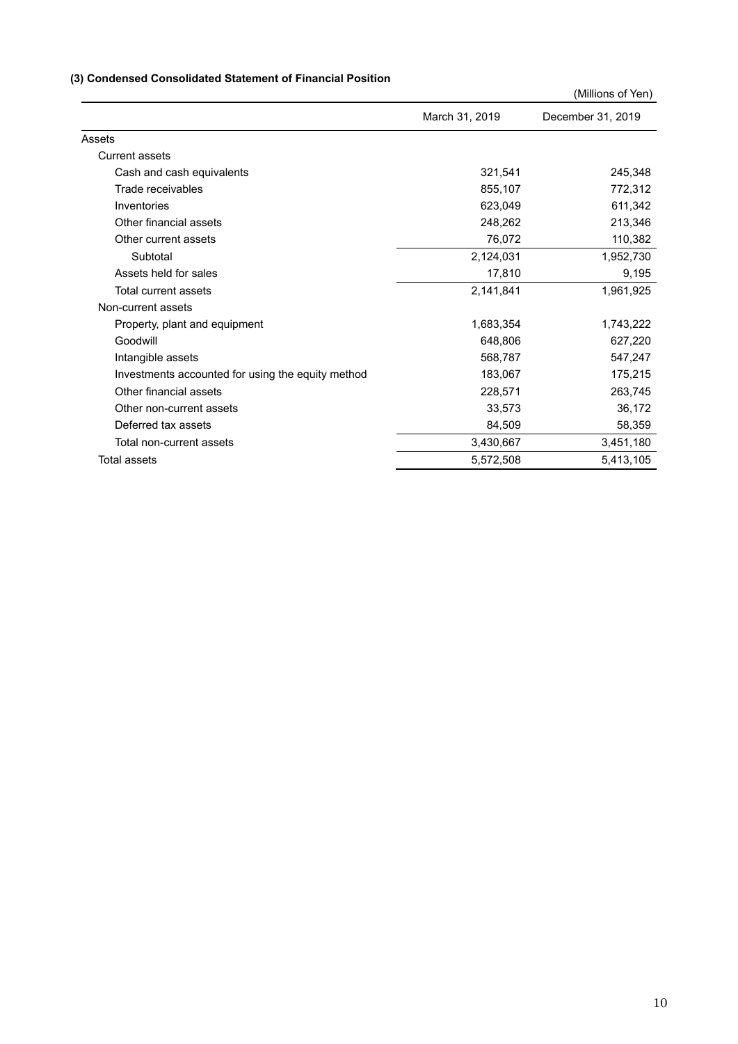### (3) Condensed Consolidated Statement of Financial Position

(Millions of Yen)

| | March 31, 2019 | December 31, 2019 |
|---|---|---|
| Assets | | |
| Current assets | | |
| Cash and cash equivalents | 321,541 | 245,348 |
| Trade receivables | 855,107 | 772,312 |
| Inventories | 623,049 | 611,342 |
| Other financial assets | 248,262 | 213,346 |
| Other current assets | 76,072 | 110,382 |
| Subtotal | 2,124,031 | 1,952,730 |
| Assets held for sales | 17,810 | 9,195 |
| Total current assets | 2,141,841 | 1,961,925 |
| Non-current assets | | |
| Property, plant and equipment | 1,683,354 | 1,743,222 |
| Goodwill | 648,806 | 627,220 |
| Intangible assets | 568,787 | 547,247 |
| Investments accounted for using the equity method | 183,067 | 175,215 |
| Other financial assets | 228,571 | 263,745 |
| Other non-current assets | 33,573 | 36,172 |
| Deferred tax assets | 84,509 | 58,359 |
| Total non-current assets | 3,430,667 | 3,451,180 |
| Total assets | 5,572,508 | 5,413,105 |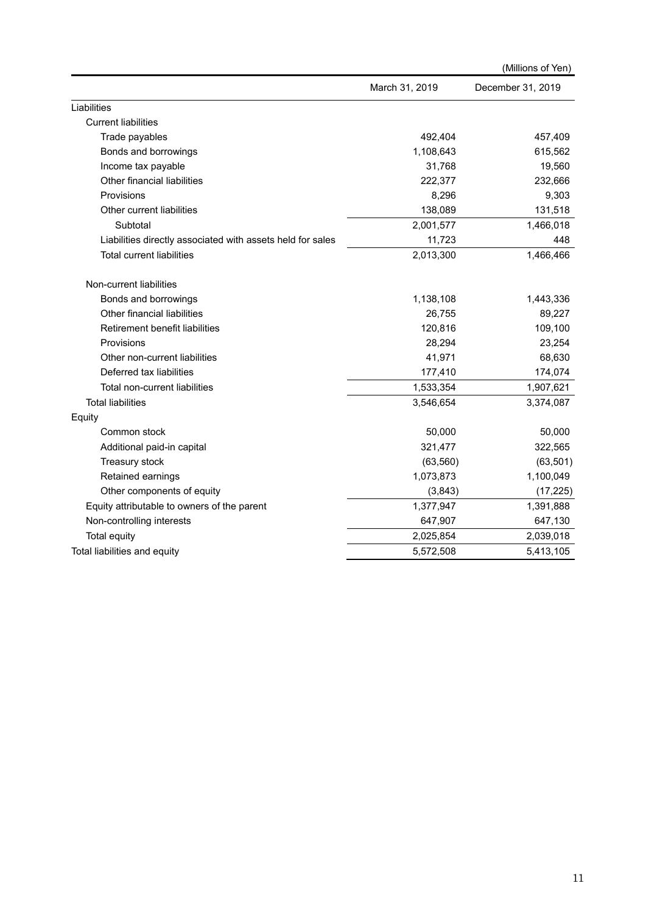(Millions of Yen)

| | March 31, 2019 | December 31, 2019 |
|---|---|---|
| Liabilities | | |
| Current liabilities | | |
| Trade payables | 492,404 | 457,409 |
| Bonds and borrowings | 1,108,643 | 615,562 |
| Income tax payable | 31,768 | 19,560 |
| Other financial liabilities | 222,377 | 232,666 |
| Provisions | 8,296 | 9,303 |
| Other current liabilities | 138,089 | 131,518 |
| Subtotal | 2,001,577 | 1,466,018 |
| Liabilities directly associated with assets held for sales | 11,723 | 448 |
| Total current liabilities | 2,013,300 | 1,466,466 |
| Non-current liabilities | | |
| Bonds and borrowings | 1,138,108 | 1,443,336 |
| Other financial liabilities | 26,755 | 89,227 |
| Retirement benefit liabilities | 120,816 | 109,100 |
| Provisions | 28,294 | 23,254 |
| Other non-current liabilities | 41,971 | 68,630 |
| Deferred tax liabilities | 177,410 | 174,074 |
| Total non-current liabilities | 1,533,354 | 1,907,621 |
| Total liabilities | 3,546,654 | 3,374,087 |
| Equity | | |
| Common stock | 50,000 | 50,000 |
| Additional paid-in capital | 321,477 | 322,565 |
| Treasury stock | (63,560) | (63,501) |
| Retained earnings | 1,073,873 | 1,100,049 |
| Other components of equity | (3,843) | (17,225) |
| Equity attributable to owners of the parent | 1,377,947 | 1,391,888 |
| Non-controlling interests | 647,907 | 647,130 |
| Total equity | 2,025,854 | 2,039,018 |
| Total liabilities and equity | 5,572,508 | 5,413,105 |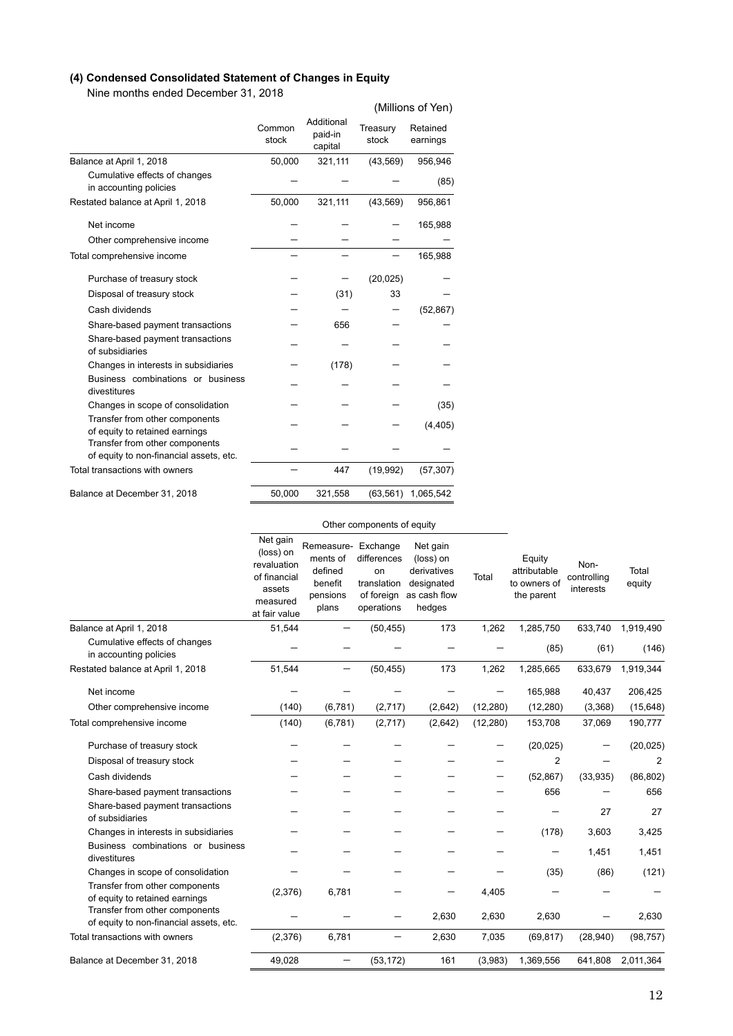### (4) Condensed Consolidated Statement of Changes in Equity

Nine months ended December 31, 2018

(Millions of Yen)

| | Common stock | Additional paid-in capital | Treasury stock | Retained earnings |
|---|---|---|---|---|
| Balance at April 1, 2018 | 50,000 | 321,111 | (43,569) | 956,946 |
| Cumulative effects of changes in accounting policies | — | — | — | (85) |
| Restated balance at April 1, 2018 | 50,000 | 321,111 | (43,569) | 956,861 |
| Net income | — | — | — | 165,988 |
| Other comprehensive income | — | — | — | — |
| Total comprehensive income | — | — | — | 165,988 |
| Purchase of treasury stock | — | — | (20,025) | — |
| Disposal of treasury stock | — | (31) | 33 | — |
| Cash dividends | — | — | — | (52,867) |
| Share-based payment transactions | — | 656 | — | — |
| Share-based payment transactions of subsidiaries | — | — | — | — |
| Changes in interests in subsidiaries | — | (178) | — | — |
| Business combinations or business divestitures | — | — | — | — |
| Changes in scope of consolidation | — | — | — | (35) |
| Transfer from other components of equity to retained earnings | — | — | — | (4,405) |
| Transfer from other components of equity to non-financial assets, etc. | — | — | — | — |
| Total transactions with owners | — | 447 | (19,992) | (57,307) |
| Balance at December 31, 2018 | 50,000 | 321,558 | (63,561) | 1,065,542 |

| | Other components of equity | | | | | | | |
|---|---|---|---|---|---|---|---|---|
| | Net gain (loss) on revaluation of financial assets measured at fair value | Remeasurements of defined benefit pensions plans | Exchange differences on translation of foreign operations | Net gain (loss) on derivatives designated as cash flow hedges | Total | Equity attributable to owners of the parent | Non-controlling interests | Total equity |
| Balance at April 1, 2018 | 51,544 | — | (50,455) | 173 | 1,262 | 1,285,750 | 633,740 | 1,919,490 |
| Cumulative effects of changes in accounting policies | — | — | — | — | — | (85) | (61) | (146) |
| Restated balance at April 1, 2018 | 51,544 | — | (50,455) | 173 | 1,262 | 1,285,665 | 633,679 | 1,919,344 |
| Net income | — | — | — | — | — | 165,988 | 40,437 | 206,425 |
| Other comprehensive income | (140) | (6,781) | (2,717) | (2,642) | (12,280) | (12,280) | (3,368) | (15,648) |
| Total comprehensive income | (140) | (6,781) | (2,717) | (2,642) | (12,280) | 153,708 | 37,069 | 190,777 |
| Purchase of treasury stock | — | — | — | — | — | (20,025) | — | (20,025) |
| Disposal of treasury stock | — | — | — | — | — | 2 | — | 2 |
| Cash dividends | — | — | — | — | — | (52,867) | (33,935) | (86,802) |
| Share-based payment transactions | — | — | — | — | — | 656 | — | 656 |
| Share-based payment transactions of subsidiaries | — | — | — | — | — | — | 27 | 27 |
| Changes in interests in subsidiaries | — | — | — | — | — | (178) | 3,603 | 3,425 |
| Business combinations or business divestitures | — | — | — | — | — | — | 1,451 | 1,451 |
| Changes in scope of consolidation | — | — | — | — | — | (35) | (86) | (121) |
| Transfer from other components of equity to retained earnings | (2,376) | 6,781 | — | — | 4,405 | — | — | — |
| Transfer from other components of equity to non-financial assets, etc. | — | — | — | 2,630 | 2,630 | 2,630 | — | 2,630 |
| Total transactions with owners | (2,376) | 6,781 | — | 2,630 | 7,035 | (69,817) | (28,940) | (98,757) |
| Balance at December 31, 2018 | 49,028 | — | (53,172) | 161 | (3,983) | 1,369,556 | 641,808 | 2,011,364 |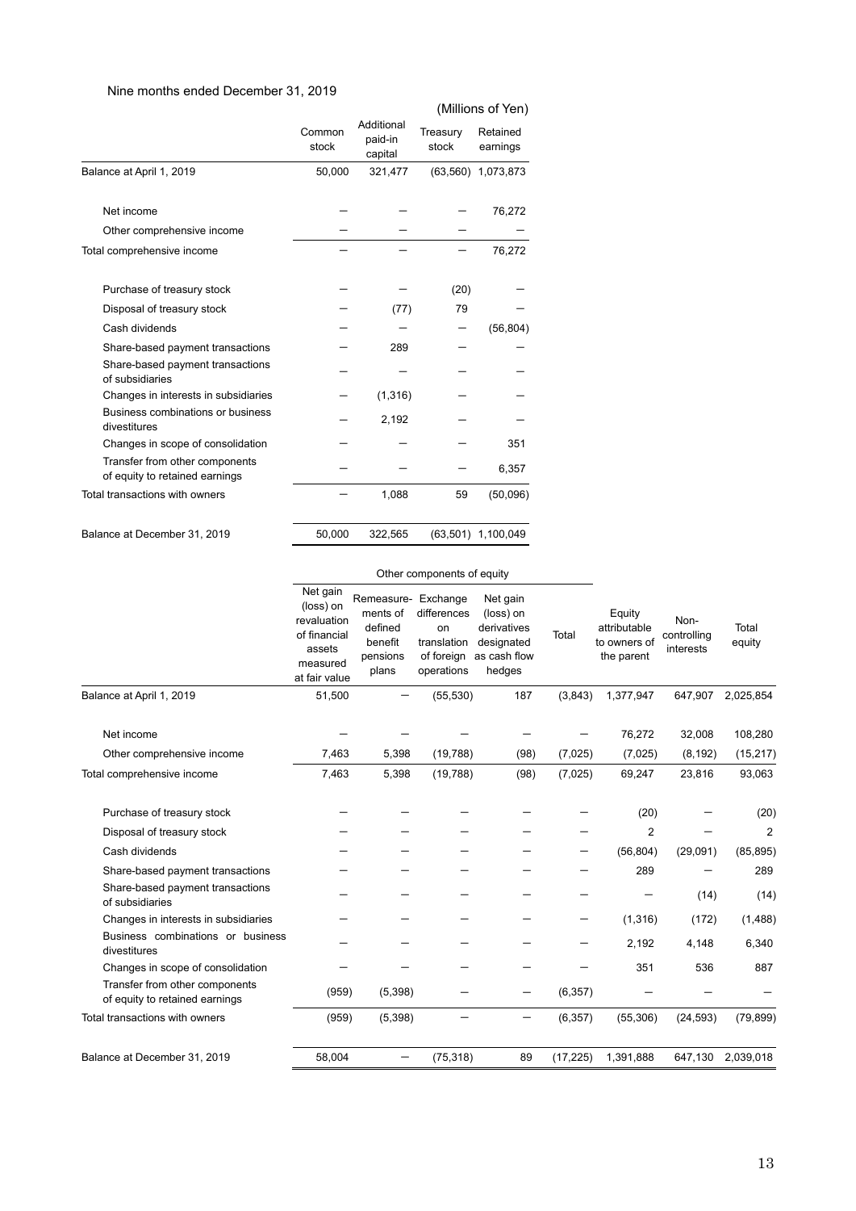Nine months ended December 31, 2019

(Millions of Yen)

|  | Common stock | Additional paid-in capital | Treasury stock | Retained earnings |
|---|---|---|---|---|
| Balance at April 1, 2019 | 50,000 | 321,477 | (63,560) | 1,073,873 |
| Net income | — | — | — | 76,272 |
| Other comprehensive income | — | — | — | — |
| Total comprehensive income | — | — | — | 76,272 |
| Purchase of treasury stock | — | — | (20) | — |
| Disposal of treasury stock | — | (77) | 79 | — |
| Cash dividends | — | — | — | (56,804) |
| Share-based payment transactions | — | 289 | — | — |
| Share-based payment transactions of subsidiaries | — | — | — | — |
| Changes in interests in subsidiaries | — | (1,316) | — | — |
| Business combinations or business divestitures | — | 2,192 | — | — |
| Changes in scope of consolidation | — | — | — | 351 |
| Transfer from other components of equity to retained earnings | — | — | — | 6,357 |
| Total transactions with owners | — | 1,088 | 59 | (50,096) |
| Balance at December 31, 2019 | 50,000 | 322,565 | (63,501) | 1,100,049 |

|  | Other components of equity | | | | | | | |
|---|---|---|---|---|---|---|---|---|
|  | Net gain (loss) on revaluation of financial assets measured at fair value | Remeasurements of defined benefit pensions plans | Exchange differences on translation of foreign operations | Net gain (loss) on derivatives designated as cash flow hedges | Total | Equity attributable to owners of the parent | Non-controlling interests | Total equity |
| Balance at April 1, 2019 | 51,500 | — | (55,530) | 187 | (3,843) | 1,377,947 | 647,907 | 2,025,854 |
| Net income | — | — | — | — | — | 76,272 | 32,008 | 108,280 |
| Other comprehensive income | 7,463 | 5,398 | (19,788) | (98) | (7,025) | (7,025) | (8,192) | (15,217) |
| Total comprehensive income | 7,463 | 5,398 | (19,788) | (98) | (7,025) | 69,247 | 23,816 | 93,063 |
| Purchase of treasury stock | — | — | — | — | — | (20) | — | (20) |
| Disposal of treasury stock | — | — | — | — | — | 2 | — | 2 |
| Cash dividends | — | — | — | — | — | (56,804) | (29,091) | (85,895) |
| Share-based payment transactions | — | — | — | — | — | 289 | — | 289 |
| Share-based payment transactions of subsidiaries | — | — | — | — | — | — | (14) | (14) |
| Changes in interests in subsidiaries | — | — | — | — | — | (1,316) | (172) | (1,488) |
| Business combinations or business divestitures | — | — | — | — | — | 2,192 | 4,148 | 6,340 |
| Changes in scope of consolidation | — | — | — | — | — | 351 | 536 | 887 |
| Transfer from other components of equity to retained earnings | (959) | (5,398) | — | — | (6,357) | — | — | — |
| Total transactions with owners | (959) | (5,398) | — | — | (6,357) | (55,306) | (24,593) | (79,899) |
| Balance at December 31, 2019 | 58,004 | — | (75,318) | 89 | (17,225) | 1,391,888 | 647,130 | 2,039,018 |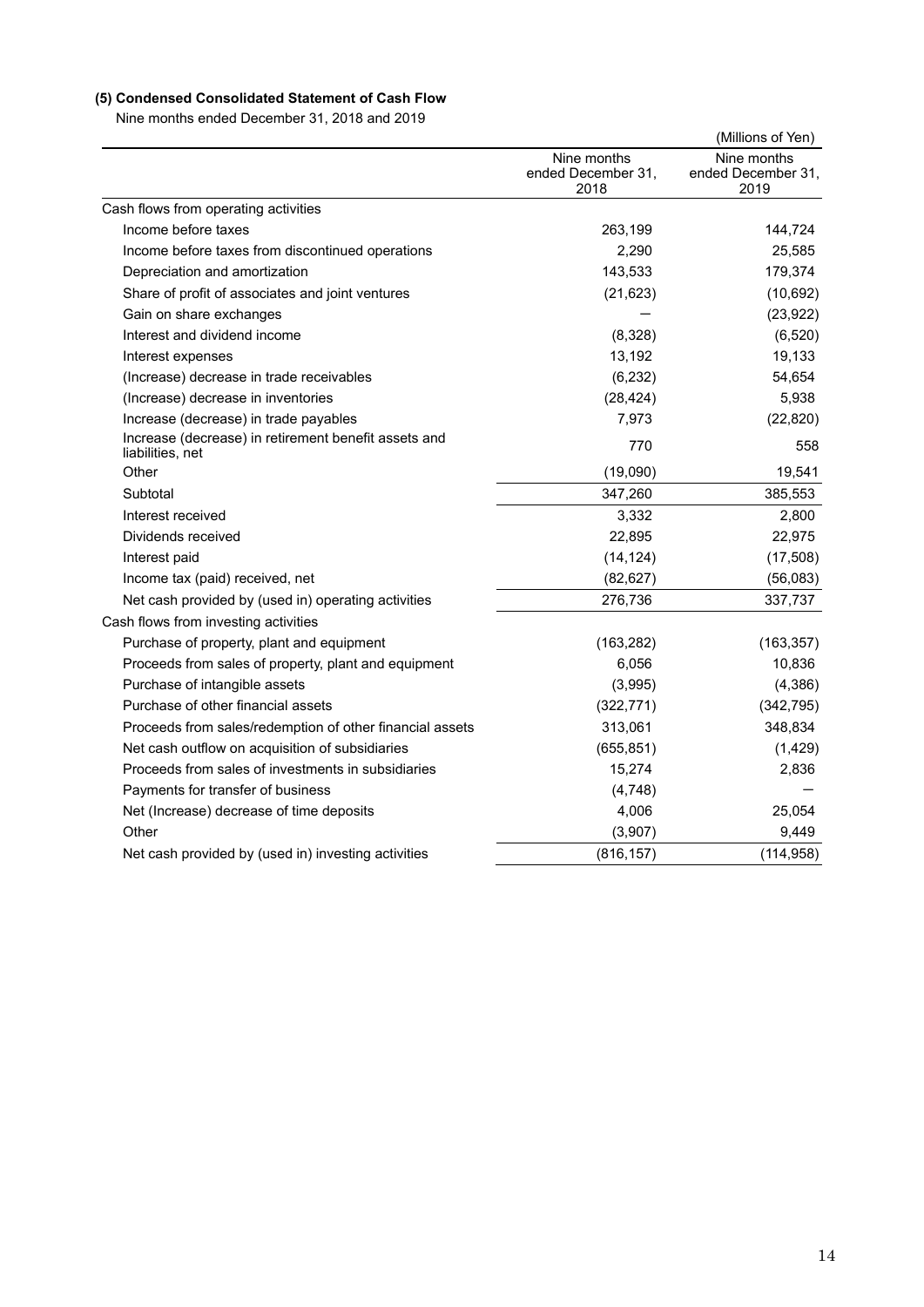### (5) Condensed Consolidated Statement of Cash Flow

Nine months ended December 31, 2018 and 2019

(Millions of Yen)

| | Nine months ended December 31, 2018 | Nine months ended December 31, 2019 |
|---|---|---|
| Cash flows from operating activities | | |
| Income before taxes | 263,199 | 144,724 |
| Income before taxes from discontinued operations | 2,290 | 25,585 |
| Depreciation and amortization | 143,533 | 179,374 |
| Share of profit of associates and joint ventures | (21,623) | (10,692) |
| Gain on share exchanges | — | (23,922) |
| Interest and dividend income | (8,328) | (6,520) |
| Interest expenses | 13,192 | 19,133 |
| (Increase) decrease in trade receivables | (6,232) | 54,654 |
| (Increase) decrease in inventories | (28,424) | 5,938 |
| Increase (decrease) in trade payables | 7,973 | (22,820) |
| Increase (decrease) in retirement benefit assets and liabilities, net | 770 | 558 |
| Other | (19,090) | 19,541 |
| Subtotal | 347,260 | 385,553 |
| Interest received | 3,332 | 2,800 |
| Dividends received | 22,895 | 22,975 |
| Interest paid | (14,124) | (17,508) |
| Income tax (paid) received, net | (82,627) | (56,083) |
| Net cash provided by (used in) operating activities | 276,736 | 337,737 |
| Cash flows from investing activities | | |
| Purchase of property, plant and equipment | (163,282) | (163,357) |
| Proceeds from sales of property, plant and equipment | 6,056 | 10,836 |
| Purchase of intangible assets | (3,995) | (4,386) |
| Purchase of other financial assets | (322,771) | (342,795) |
| Proceeds from sales/redemption of other financial assets | 313,061 | 348,834 |
| Net cash outflow on acquisition of subsidiaries | (655,851) | (1,429) |
| Proceeds from sales of investments in subsidiaries | 15,274 | 2,836 |
| Payments for transfer of business | (4,748) | — |
| Net (Increase) decrease of time deposits | 4,006 | 25,054 |
| Other | (3,907) | 9,449 |
| Net cash provided by (used in) investing activities | (816,157) | (114,958) |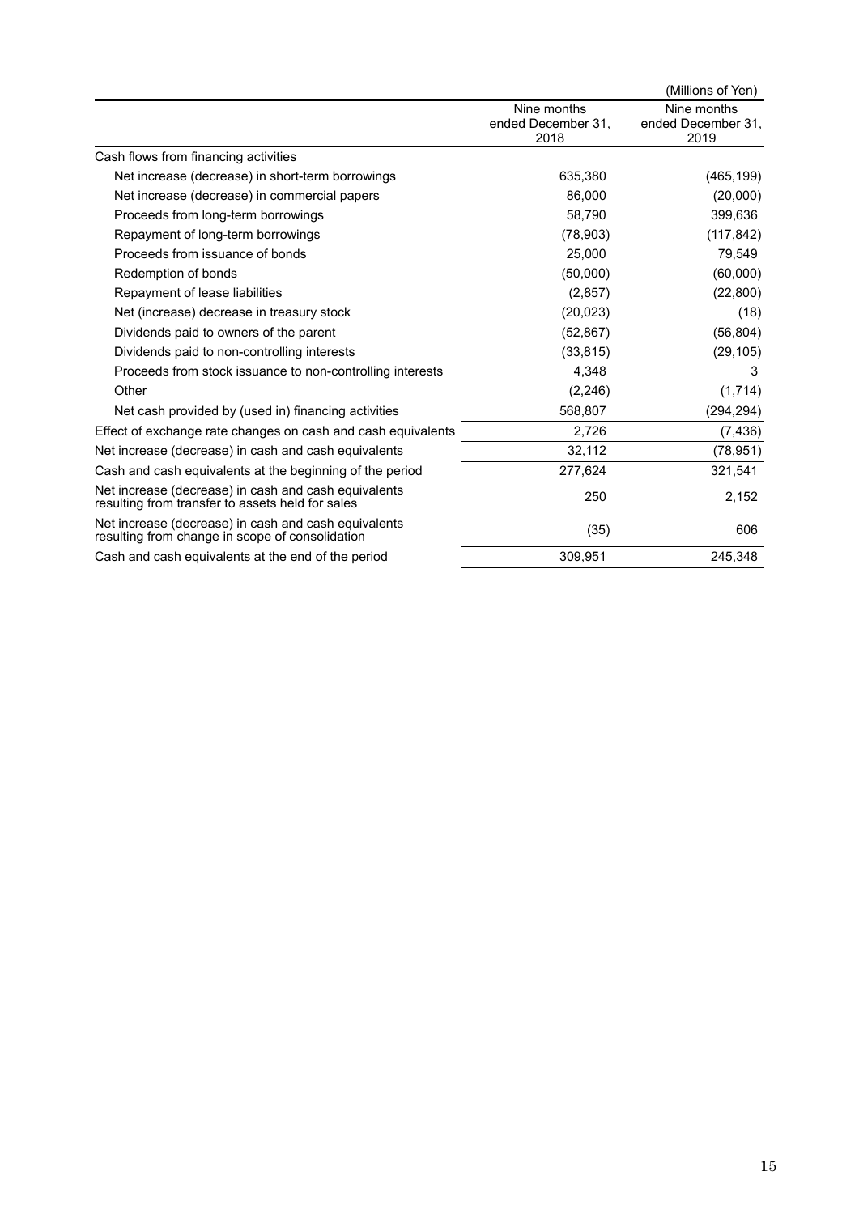(Millions of Yen)

| | Nine months ended December 31, 2018 | Nine months ended December 31, 2019 |
|---|---|---|
| Cash flows from financing activities | | |
| Net increase (decrease) in short-term borrowings | 635,380 | (465,199) |
| Net increase (decrease) in commercial papers | 86,000 | (20,000) |
| Proceeds from long-term borrowings | 58,790 | 399,636 |
| Repayment of long-term borrowings | (78,903) | (117,842) |
| Proceeds from issuance of bonds | 25,000 | 79,549 |
| Redemption of bonds | (50,000) | (60,000) |
| Repayment of lease liabilities | (2,857) | (22,800) |
| Net (increase) decrease in treasury stock | (20,023) | (18) |
| Dividends paid to owners of the parent | (52,867) | (56,804) |
| Dividends paid to non-controlling interests | (33,815) | (29,105) |
| Proceeds from stock issuance to non-controlling interests | 4,348 | 3 |
| Other | (2,246) | (1,714) |
| Net cash provided by (used in) financing activities | 568,807 | (294,294) |
| Effect of exchange rate changes on cash and cash equivalents | 2,726 | (7,436) |
| Net increase (decrease) in cash and cash equivalents | 32,112 | (78,951) |
| Cash and cash equivalents at the beginning of the period | 277,624 | 321,541 |
| Net increase (decrease) in cash and cash equivalents resulting from transfer to assets held for sales | 250 | 2,152 |
| Net increase (decrease) in cash and cash equivalents resulting from change in scope of consolidation | (35) | 606 |
| Cash and cash equivalents at the end of the period | 309,951 | 245,348 |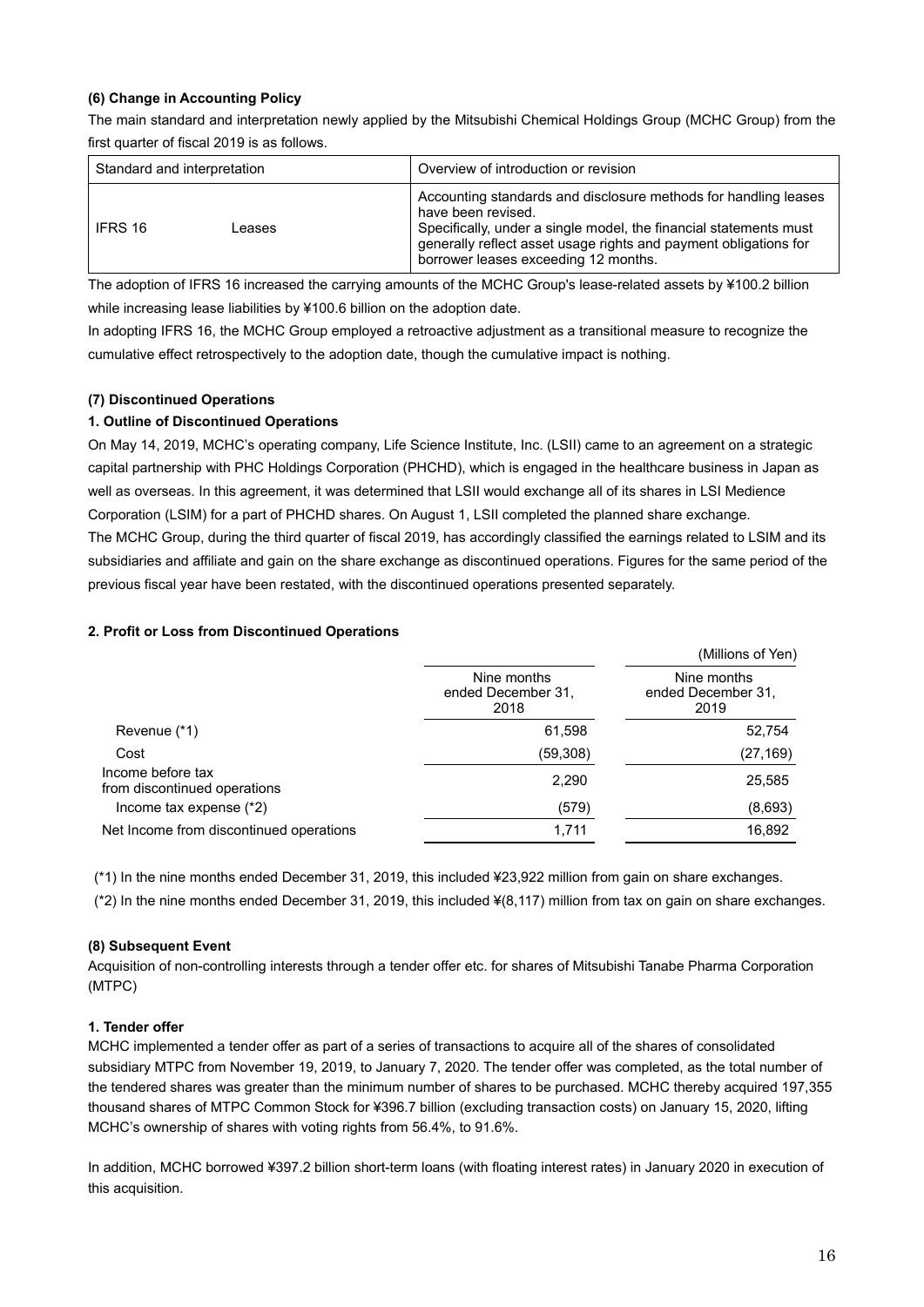**(6) Change in Accounting Policy**

The main standard and interpretation newly applied by the Mitsubishi Chemical Holdings Group (MCHC Group) from the first quarter of fiscal 2019 is as follows.

| Standard and interpretation | | Overview of introduction or revision |
|---|---|---|
| IFRS 16 | Leases | Accounting standards and disclosure methods for handling leases have been revised.<br>Specifically, under a single model, the financial statements must generally reflect asset usage rights and payment obligations for borrower leases exceeding 12 months. |

The adoption of IFRS 16 increased the carrying amounts of the MCHC Group's lease-related assets by ¥100.2 billion while increasing lease liabilities by ¥100.6 billion on the adoption date.

In adopting IFRS 16, the MCHC Group employed a retroactive adjustment as a transitional measure to recognize the cumulative effect retrospectively to the adoption date, though the cumulative impact is nothing.

**(7) Discontinued Operations**

**1. Outline of Discontinued Operations**

On May 14, 2019, MCHC's operating company, Life Science Institute, Inc. (LSII) came to an agreement on a strategic capital partnership with PHC Holdings Corporation (PHCHD), which is engaged in the healthcare business in Japan as well as overseas. In this agreement, it was determined that LSII would exchange all of its shares in LSI Medience Corporation (LSIM) for a part of PHCHD shares. On August 1, LSII completed the planned share exchange.

The MCHC Group, during the third quarter of fiscal 2019, has accordingly classified the earnings related to LSIM and its subsidiaries and affiliate and gain on the share exchange as discontinued operations. Figures for the same period of the previous fiscal year have been restated, with the discontinued operations presented separately.

**2. Profit or Loss from Discontinued Operations**

(Millions of Yen)

| | Nine months ended December 31, 2018 | Nine months ended December 31, 2019 |
|---|---|---|
| Revenue (*1) | 61,598 | 52,754 |
| Cost | (59,308) | (27,169) |
| Income before tax from discontinued operations | 2,290 | 25,585 |
| Income tax expense (*2) | (579) | (8,693) |
| Net Income from discontinued operations | 1,711 | 16,892 |

(*1) In the nine months ended December 31, 2019, this included ¥23,922 million from gain on share exchanges.

(*2) In the nine months ended December 31, 2019, this included ¥(8,117) million from tax on gain on share exchanges.

**(8) Subsequent Event**

Acquisition of non-controlling interests through a tender offer etc. for shares of Mitsubishi Tanabe Pharma Corporation (MTPC)

**1. Tender offer**

MCHC implemented a tender offer as part of a series of transactions to acquire all of the shares of consolidated subsidiary MTPC from November 19, 2019, to January 7, 2020. The tender offer was completed, as the total number of the tendered shares was greater than the minimum number of shares to be purchased. MCHC thereby acquired 197,355 thousand shares of MTPC Common Stock for ¥396.7 billion (excluding transaction costs) on January 15, 2020, lifting MCHC's ownership of shares with voting rights from 56.4%, to 91.6%.

In addition, MCHC borrowed ¥397.2 billion short-term loans (with floating interest rates) in January 2020 in execution of this acquisition.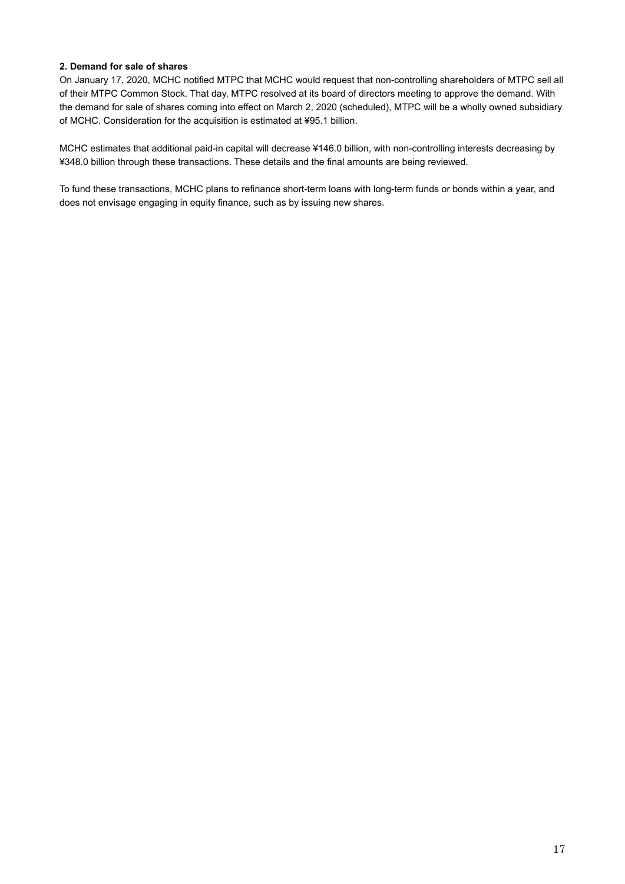**2. Demand for sale of shares**

On January 17, 2020, MCHC notified MTPC that MCHC would request that non-controlling shareholders of MTPC sell all of their MTPC Common Stock. That day, MTPC resolved at its board of directors meeting to approve the demand. With the demand for sale of shares coming into effect on March 2, 2020 (scheduled), MTPC will be a wholly owned subsidiary of MCHC. Consideration for the acquisition is estimated at ¥95.1 billion.

MCHC estimates that additional paid-in capital will decrease ¥146.0 billion, with non-controlling interests decreasing by ¥348.0 billion through these transactions. These details and the final amounts are being reviewed.

To fund these transactions, MCHC plans to refinance short-term loans with long-term funds or bonds within a year, and does not envisage engaging in equity finance, such as by issuing new shares.